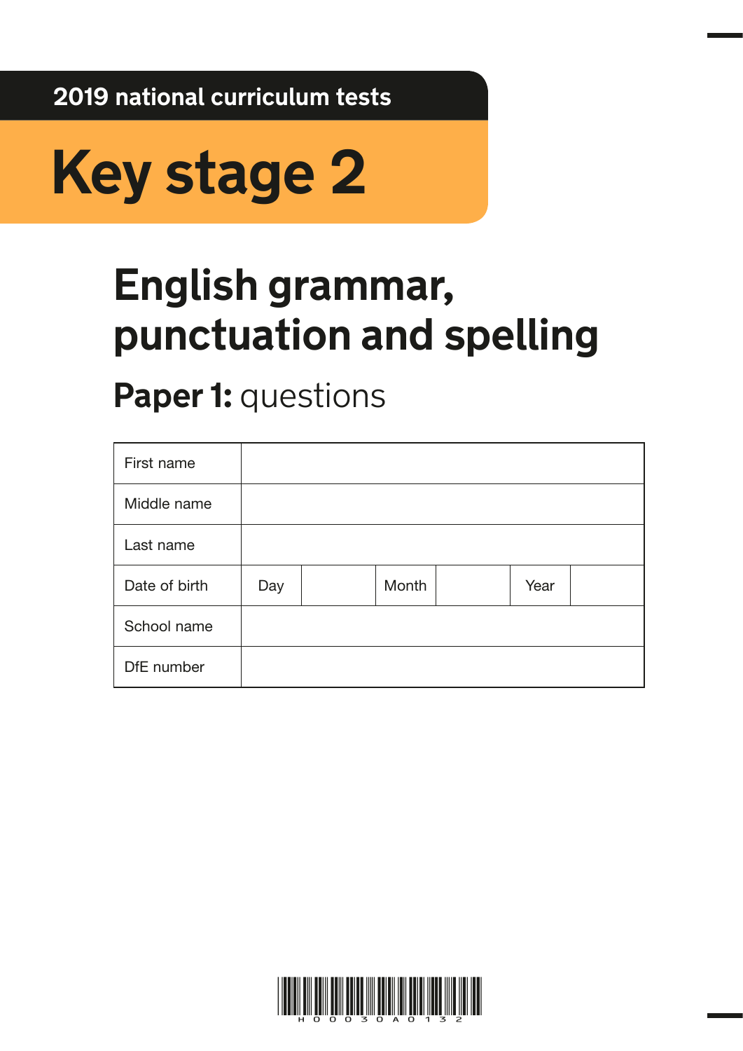2019 national curriculum tests

# Key stage 2

# English grammar, punctuation and spelling

## **Paper 1:** questions

| First name | | | | | | |
|---|---|---|---|---|---|---|
| Middle name | | | | | | |
| Last name | | | | | | |
| Date of birth | Day | | Month | | Year | |
| School name | | | | | | |
| DfE number | | | | | | |

H 0 0 0 3 0 A 0 1 3 2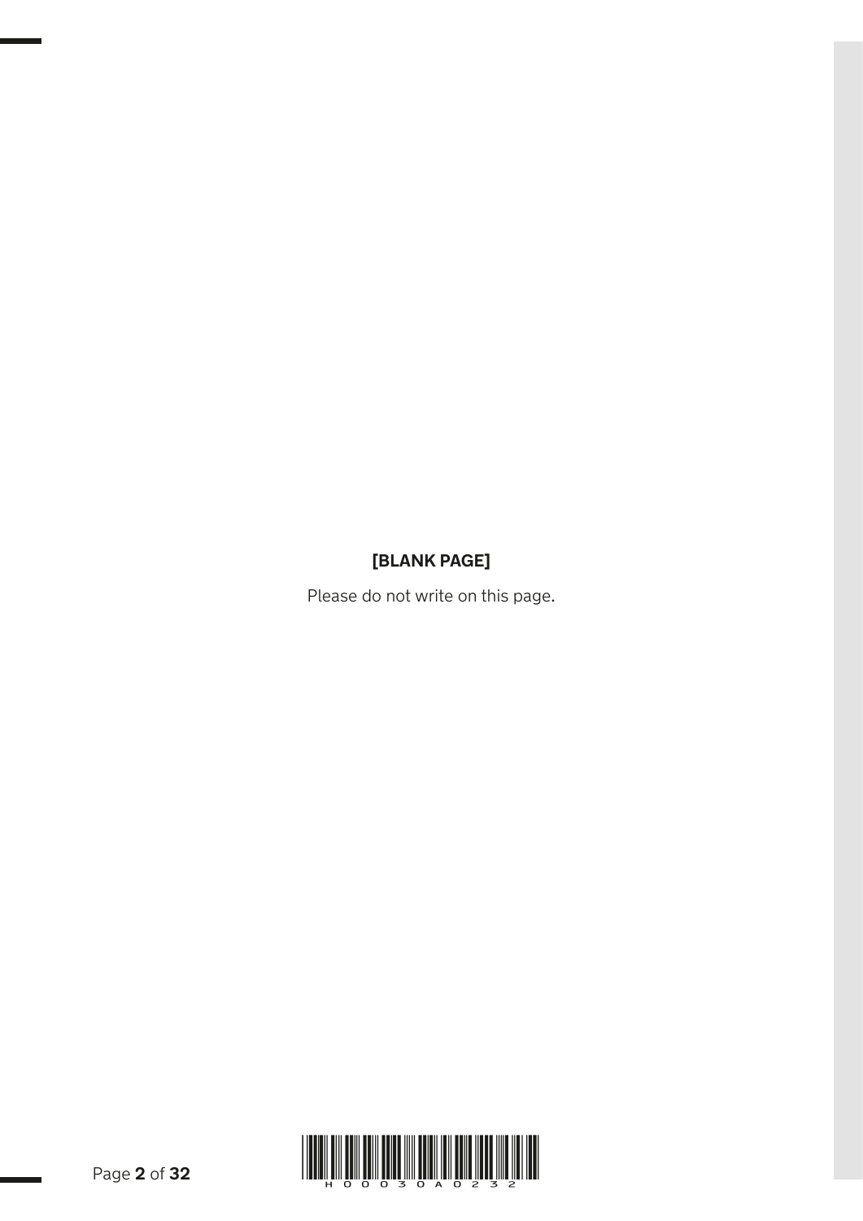**[BLANK PAGE]**

Please do not write on this page.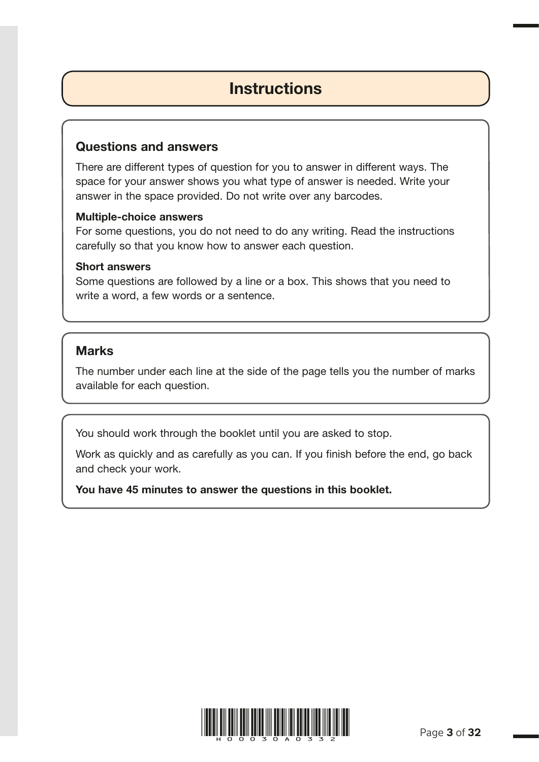# Instructions

## Questions and answers

There are different types of question for you to answer in different ways. The space for your answer shows you what type of answer is needed. Write your answer in the space provided. Do not write over any barcodes.

### Multiple-choice answers

For some questions, you do not need to do any writing. Read the instructions carefully so that you know how to answer each question.

### Short answers

Some questions are followed by a line or a box. This shows that you need to write a word, a few words or a sentence.

## Marks

The number under each line at the side of the page tells you the number of marks available for each question.

You should work through the booklet until you are asked to stop.

Work as quickly and as carefully as you can. If you finish before the end, go back and check your work.

**You have 45 minutes to answer the questions in this booklet.**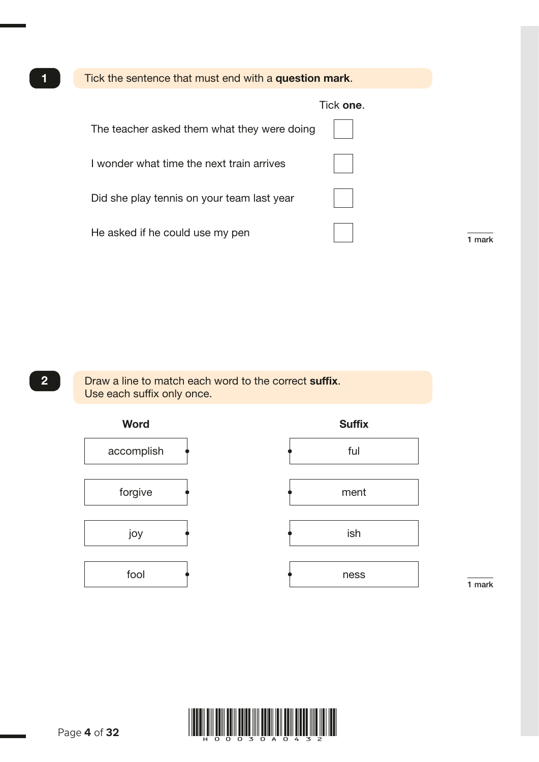**1** Tick the sentence that must end with a **question mark**.

Tick **one**.

| Sentence | |
|---|---|
| The teacher asked them what they were doing | ☐ |
| I wonder what time the next train arrives | ☐ |
| Did she play tennis on your team last year | ☐ |
| He asked if he could use my pen | ☐ |

1 mark

**2** Draw a line to match each word to the correct **suffix**.
Use each suffix only once.

| Word | Suffix |
|---|---|
| accomplish | ful |
| forgive | ment |
| joy | ish |
| fool | ness |

1 mark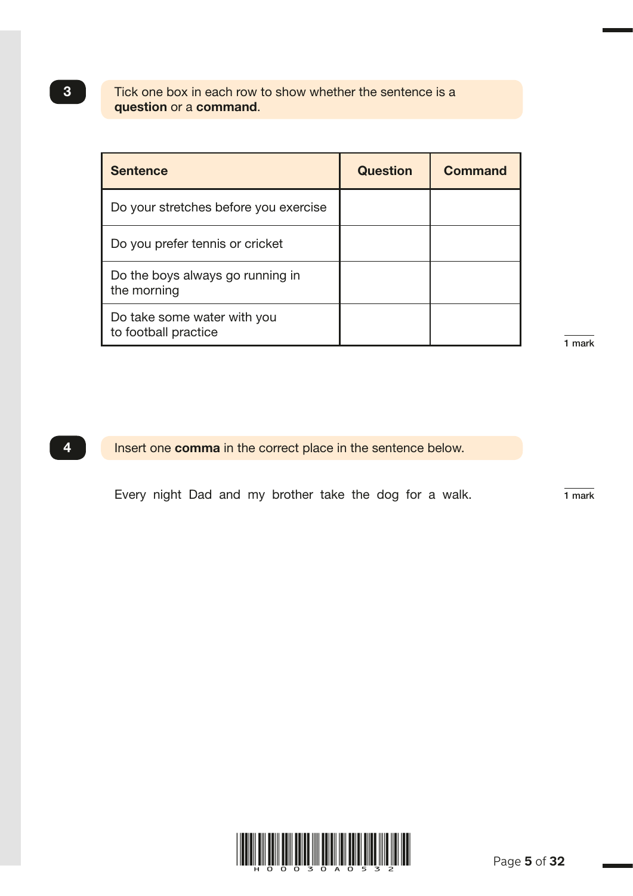**3** Tick one box in each row to show whether the sentence is a **question** or a **command**.

| Sentence | Question | Command |
|---|---|---|
| Do your stretches before you exercise | | |
| Do you prefer tennis or cricket | | |
| Do the boys always go running in the morning | | |
| Do take some water with you to football practice | | |

1 mark

**4** Insert one **comma** in the correct place in the sentence below.

Every night Dad and my brother take the dog for a walk.

1 mark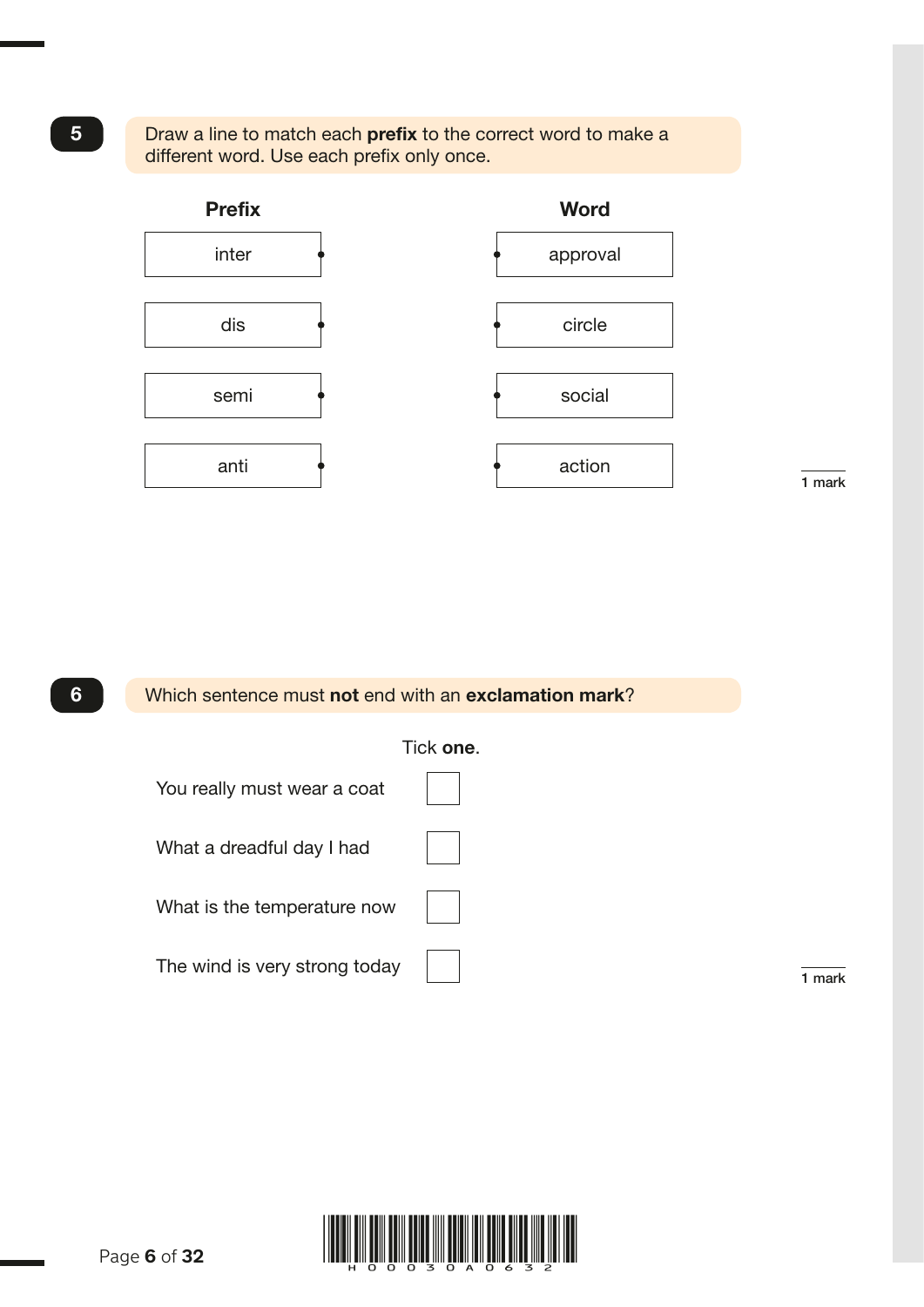**5** Draw a line to match each **prefix** to the correct word to make a different word. Use each prefix only once.

| Prefix | Word |
|---|---|
| inter | approval |
| dis | circle |
| semi | social |
| anti | action |

1 mark

**6** Which sentence must **not** end with an **exclamation mark**?

Tick **one**.

- You really must wear a coat ☐
- What a dreadful day I had ☐
- What is the temperature now ☐
- The wind is very strong today ☐

1 mark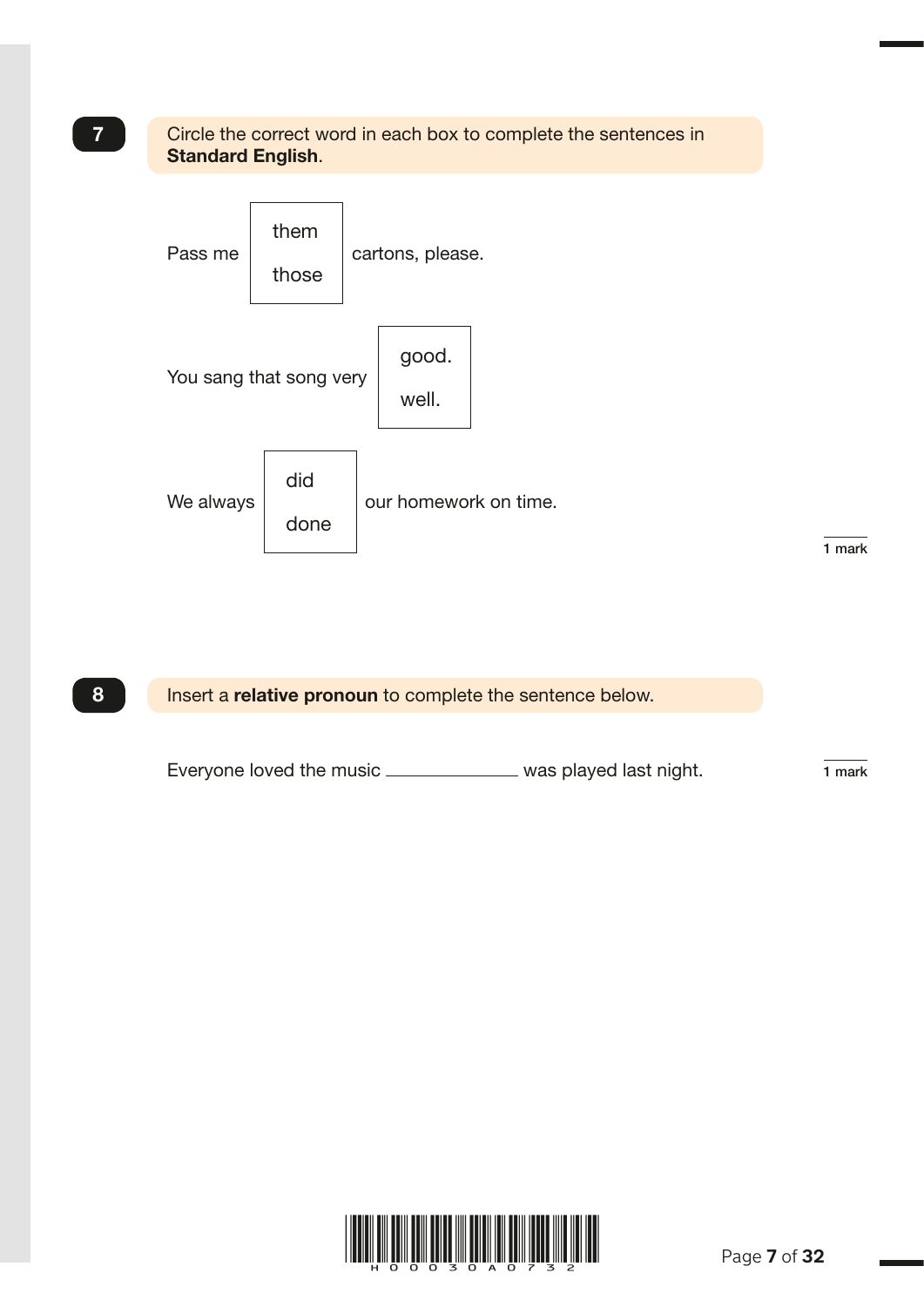**7** Circle the correct word in each box to complete the sentences in **Standard English**.

Pass me [ them / those ] cartons, please.

You sang that song very [ good. / well. ]

We always [ did / done ] our homework on time.

1 mark

**8** Insert a **relative pronoun** to complete the sentence below.

Everyone loved the music ______________ was played last night.

1 mark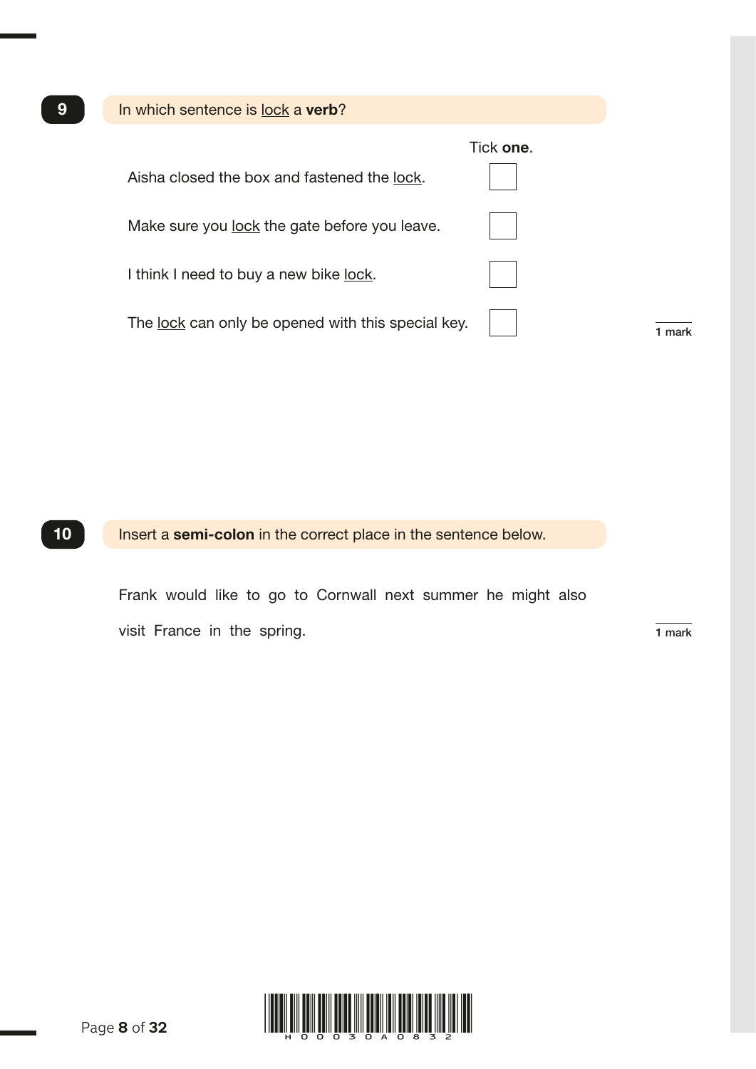**9** In which sentence is <u>lock</u> a **verb**?

Tick **one**.

Aisha closed the box and fastened the <u>lock</u>. ☐

Make sure you <u>lock</u> the gate before you leave. ☐

I think I need to buy a new bike <u>lock</u>. ☐

The <u>lock</u> can only be opened with this special key. ☐

1 mark

**10** Insert a **semi-colon** in the correct place in the sentence below.

Frank would like to go to Cornwall next summer he might also visit France in the spring.

1 mark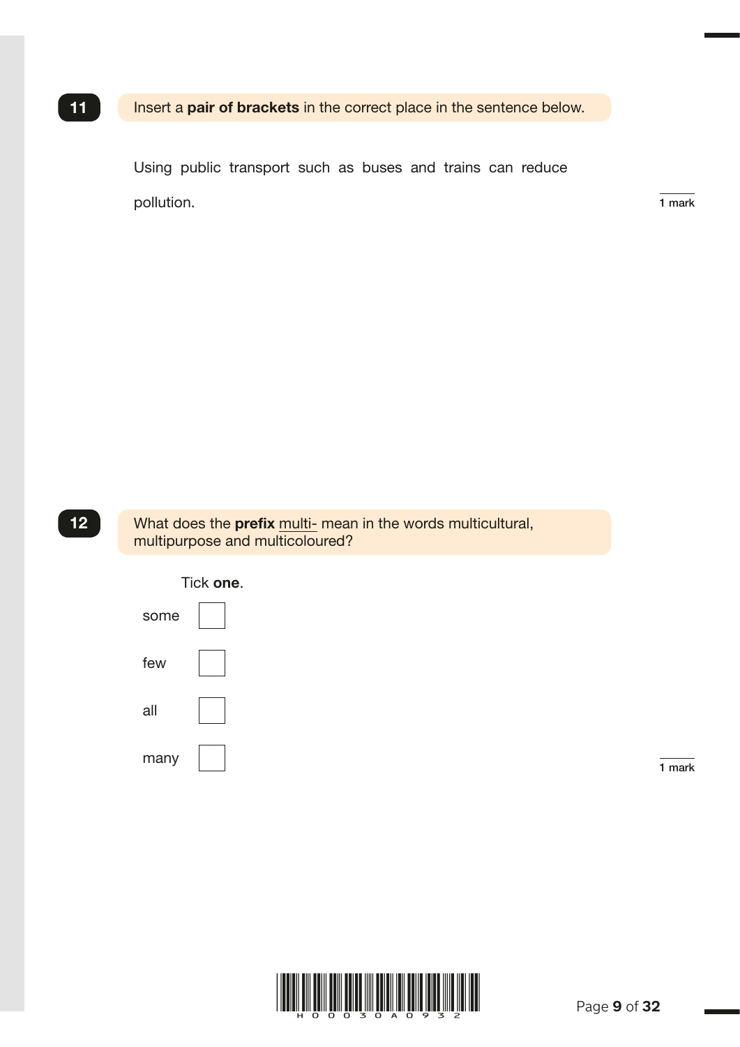**11** Insert a **pair of brackets** in the correct place in the sentence below.

Using public transport such as buses and trains can reduce pollution.

1 mark

**12** What does the **prefix** multi- mean in the words multicultural, multipurpose and multicoloured?

Tick **one**.

- some ☐
- few ☐
- all ☐
- many ☐

1 mark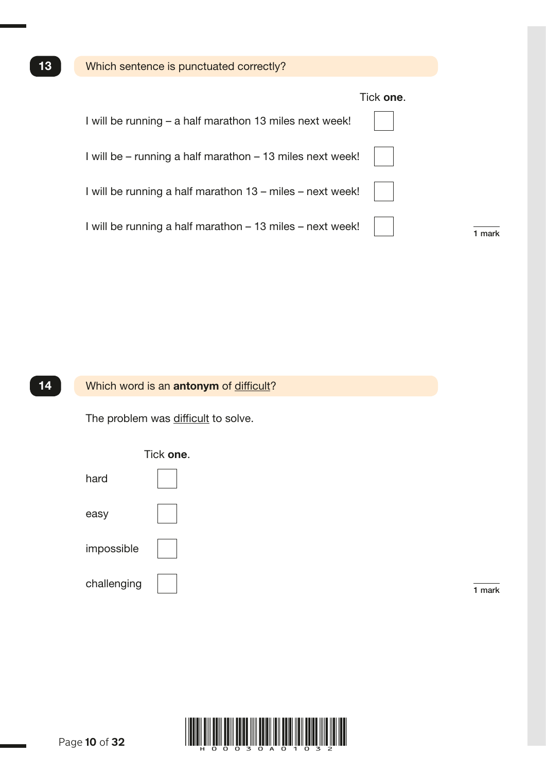**13** Which sentence is punctuated correctly?

Tick **one**.

- I will be running – a half marathon 13 miles next week! ☐
- I will be – running a half marathon – 13 miles next week! ☐
- I will be running a half marathon 13 – miles – next week! ☐
- I will be running a half marathon – 13 miles – next week! ☐

1 mark

**14** Which word is an **antonym** of <u>difficult</u>?

The problem was <u>difficult</u> to solve.

Tick **one**.

- hard ☐
- easy ☐
- impossible ☐
- challenging ☐

1 mark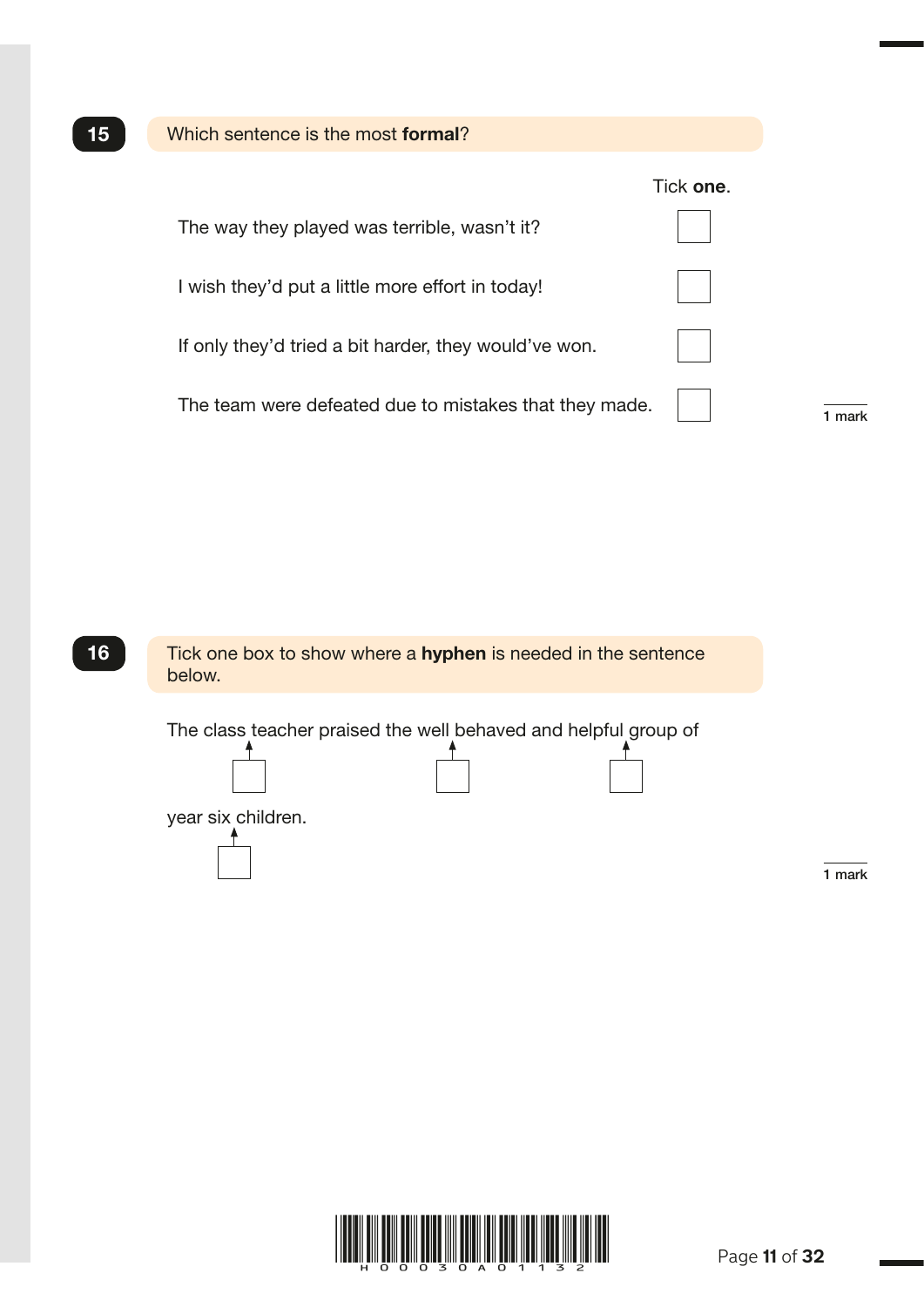**15** Which sentence is the most **formal**?

Tick **one**.

- The way they played was terrible, wasn't it? ☐
- I wish they'd put a little more effort in today! ☐
- If only they'd tried a bit harder, they would've won. ☐
- The team were defeated due to mistakes that they made. ☐

1 mark

**16** Tick one box to show where a **hyphen** is needed in the sentence below.

The class ☐ teacher praised the well ☐ behaved and helpful ☐ group of year ☐ six children.

1 mark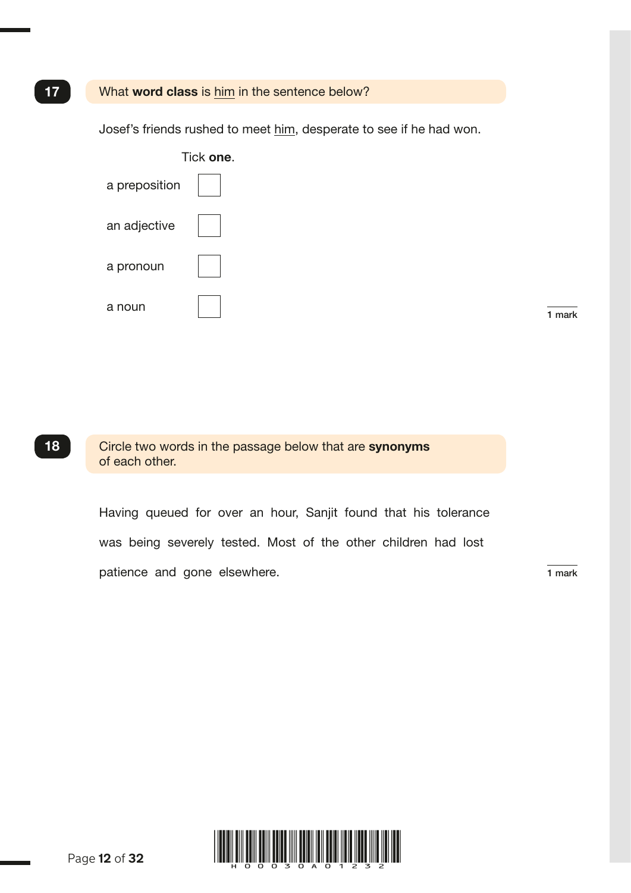**17** What **word class** is <u>him</u> in the sentence below?

Josef's friends rushed to meet <u>him</u>, desperate to see if he had won.

Tick **one**.

- a preposition ☐
- an adjective ☐
- a pronoun ☐
- a noun ☐

1 mark

**18** Circle two words in the passage below that are **synonyms** of each other.

Having queued for over an hour, Sanjit found that his tolerance was being severely tested. Most of the other children had lost patience and gone elsewhere.

1 mark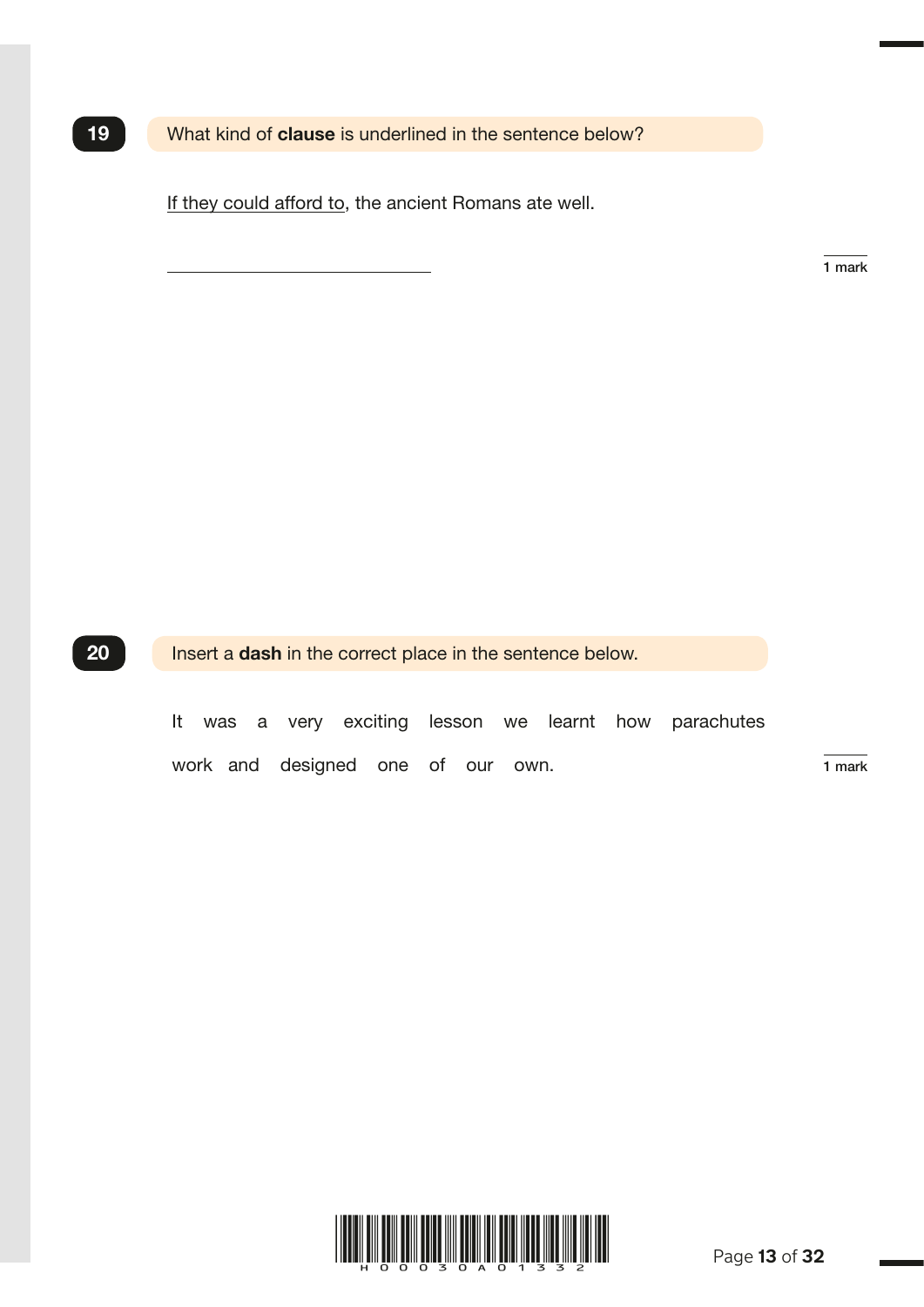**19** What kind of **clause** is underlined in the sentence below?

<u>If they could afford to</u>, the ancient Romans ate well.

\_\_\_\_\_\_\_\_\_\_\_\_\_\_\_\_\_\_\_\_\_\_\_\_\_\_\_\_\_\_

1 mark

**20** Insert a **dash** in the correct place in the sentence below.

It was a very exciting lesson we learnt how parachutes work and designed one of our own.

1 mark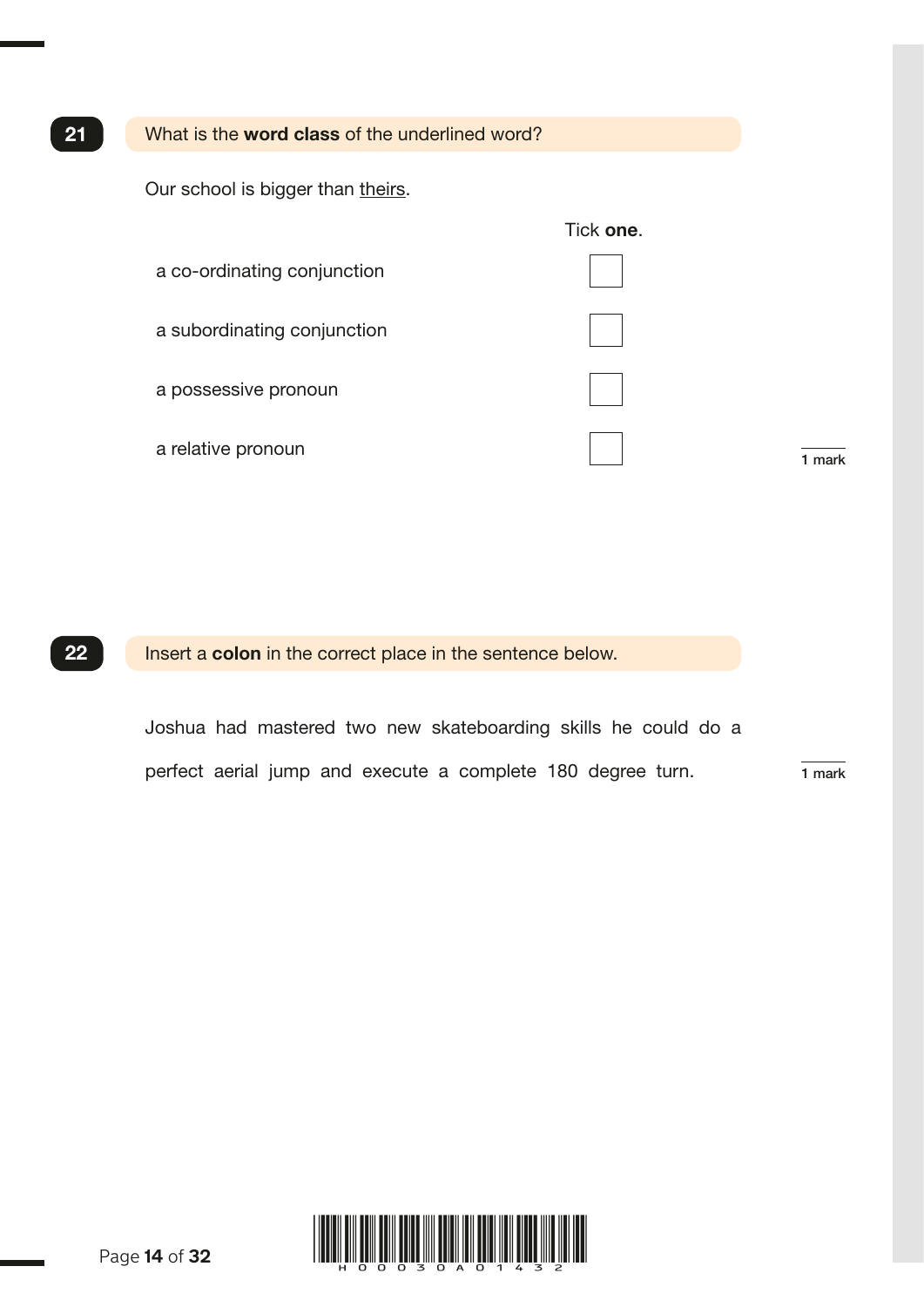**21** What is the **word class** of the underlined word?

Our school is bigger than <u>theirs</u>.

Tick **one**.

| | |
|---|---|
| a co-ordinating conjunction | ☐ |
| a subordinating conjunction | ☐ |
| a possessive pronoun | ☐ |
| a relative pronoun | ☐ |

1 mark

**22** Insert a **colon** in the correct place in the sentence below.

Joshua had mastered two new skateboarding skills he could do a perfect aerial jump and execute a complete 180 degree turn.

1 mark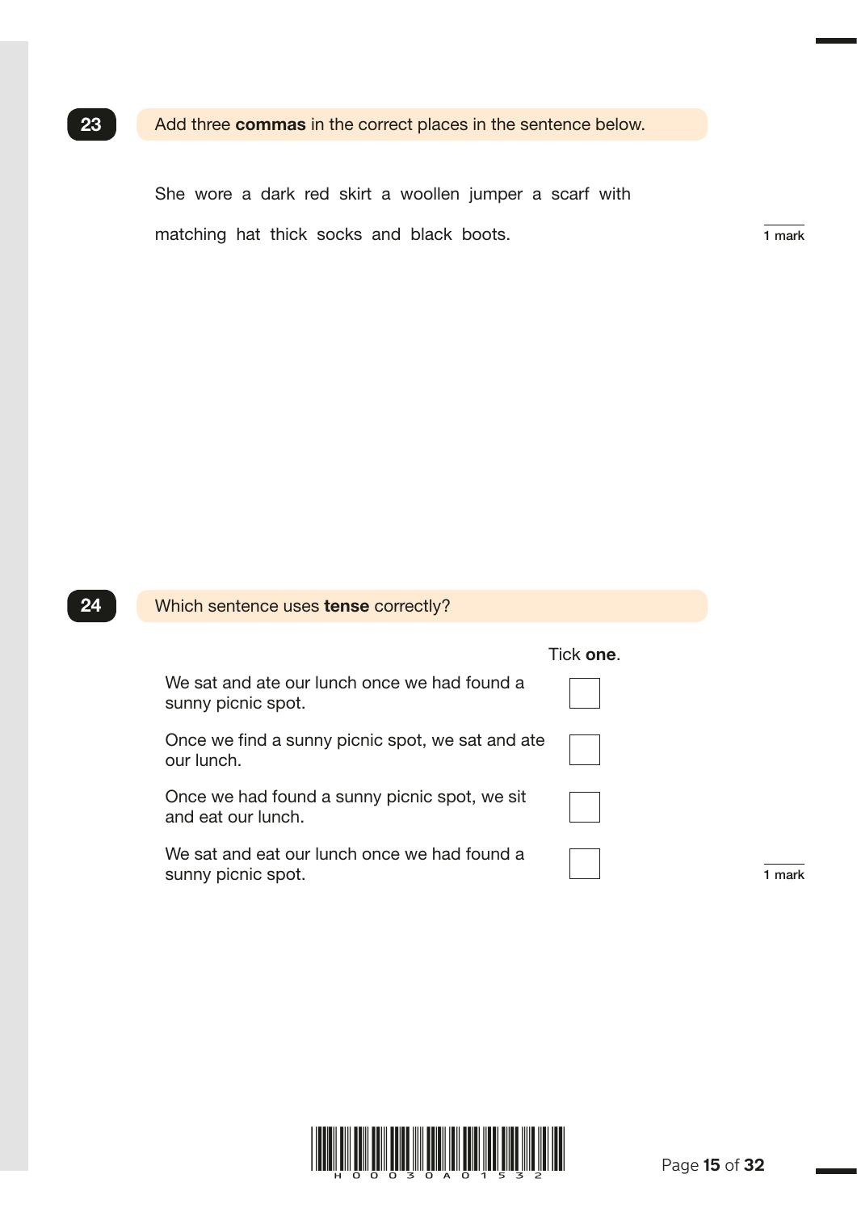**23** Add three **commas** in the correct places in the sentence below.

She wore a dark red skirt a woollen jumper a scarf with matching hat thick socks and black boots.

1 mark

**24** Which sentence uses **tense** correctly?

Tick **one**.

| Sentence | |
|---|---|
| We sat and ate our lunch once we had found a sunny picnic spot. | ☐ |
| Once we find a sunny picnic spot, we sat and ate our lunch. | ☐ |
| Once we had found a sunny picnic spot, we sit and eat our lunch. | ☐ |
| We sat and eat our lunch once we had found a sunny picnic spot. | ☐ |

1 mark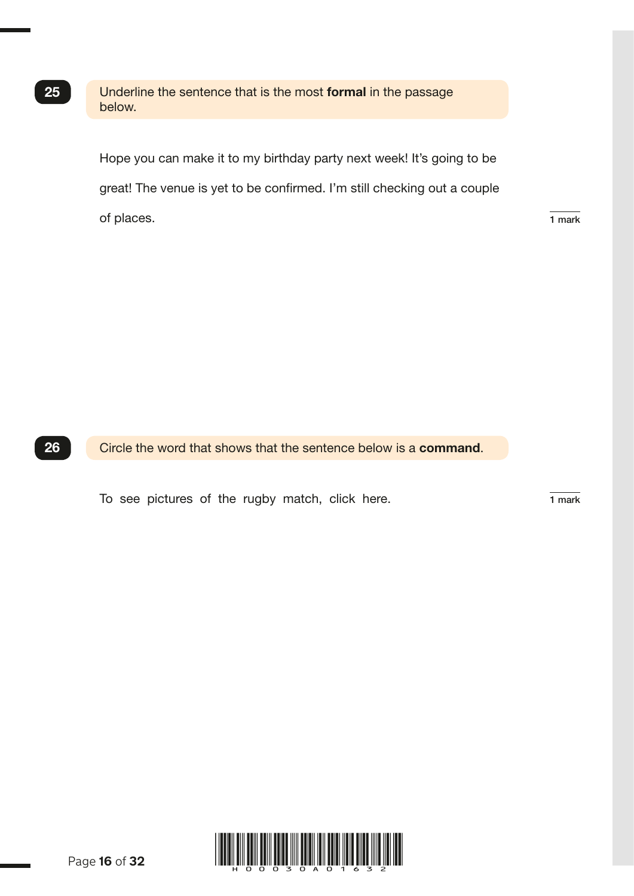**25** Underline the sentence that is the most **formal** in the passage below.

Hope you can make it to my birthday party next week! It's going to be great! The venue is yet to be confirmed. I'm still checking out a couple of places.

1 mark

**26** Circle the word that shows that the sentence below is a **command**.

To see pictures of the rugby match, click here.

1 mark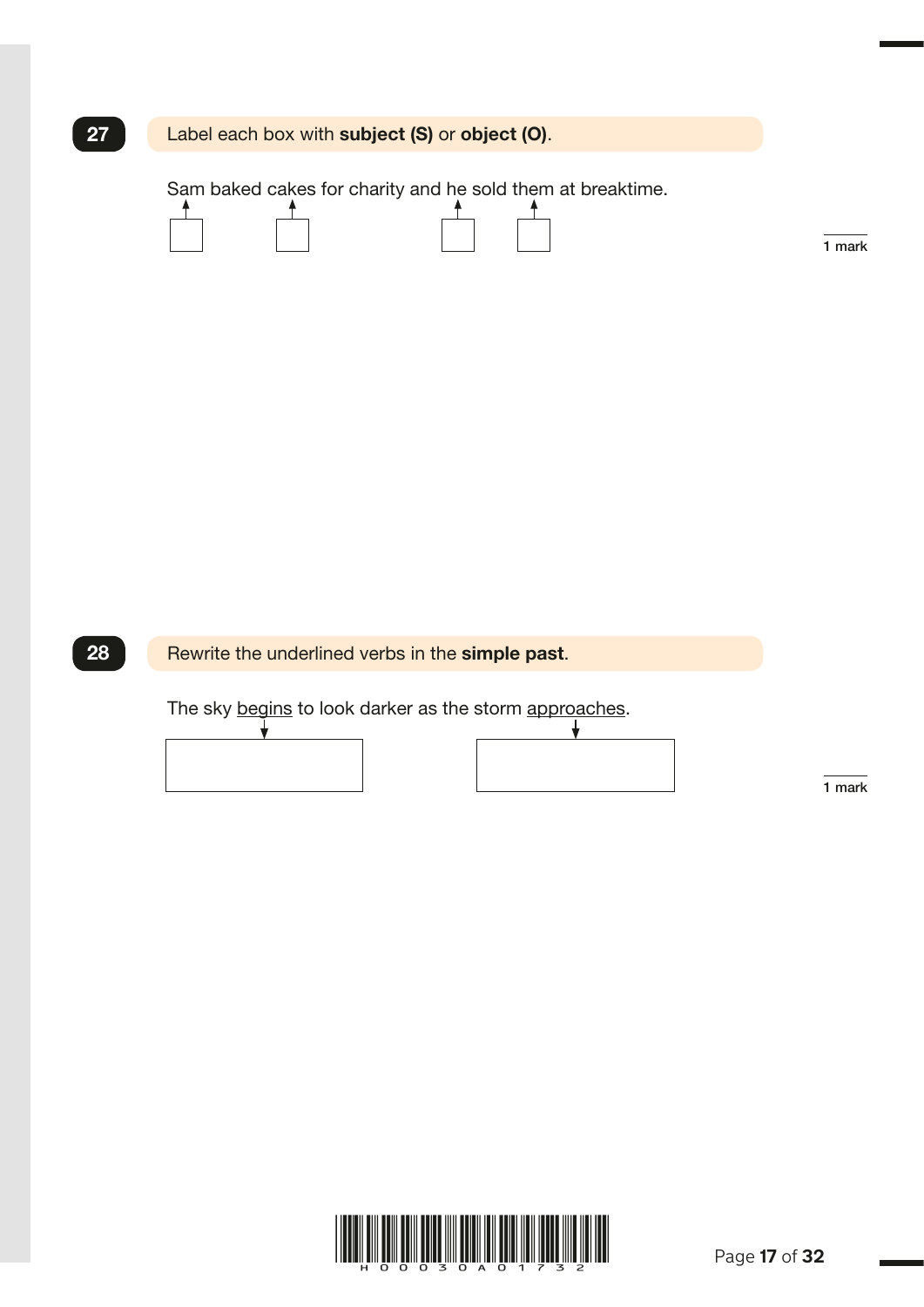**27** Label each box with **subject (S)** or **object (O)**.

Sam baked cakes for charity and he sold them at breaktime.

☐ ☐ ☐ ☐

1 mark

**28** Rewrite the underlined verbs in the **simple past**.

The sky <u>begins</u> to look darker as the storm <u>approaches</u>.

☐ ☐

1 mark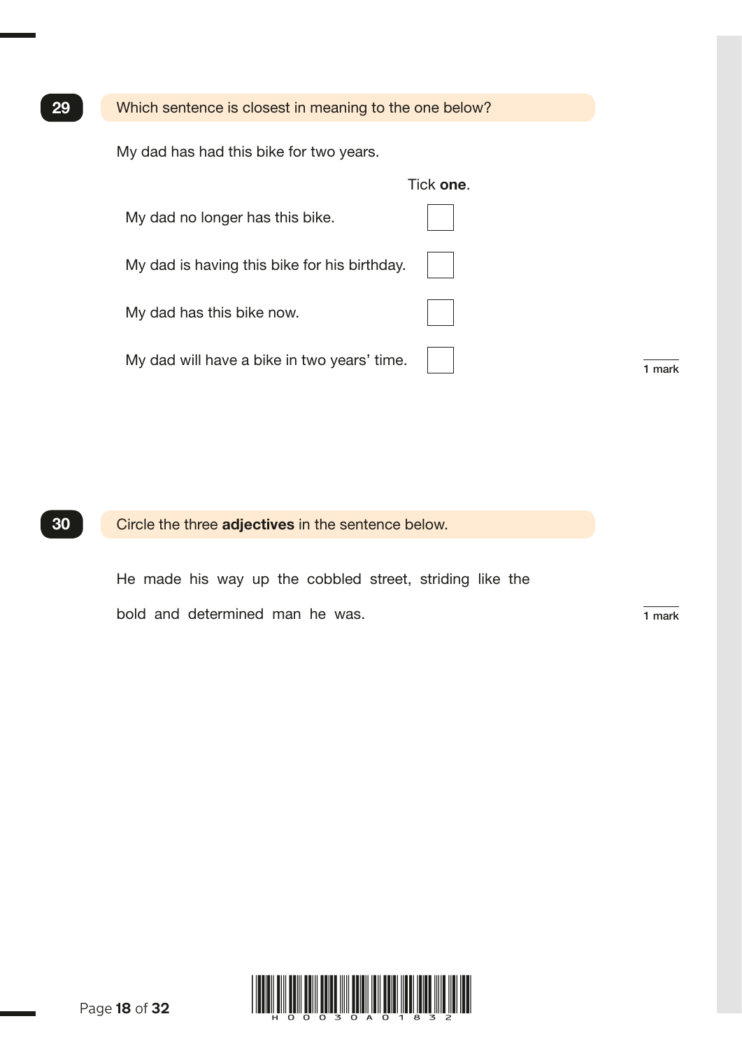**29** Which sentence is closest in meaning to the one below?

My dad has had this bike for two years.

| | Tick **one**. |
|---|---|
| My dad no longer has this bike. | ☐ |
| My dad is having this bike for his birthday. | ☐ |
| My dad has this bike now. | ☐ |
| My dad will have a bike in two years' time. | ☐ |

1 mark

**30** Circle the three **adjectives** in the sentence below.

He made his way up the cobbled street, striding like the bold and determined man he was.

1 mark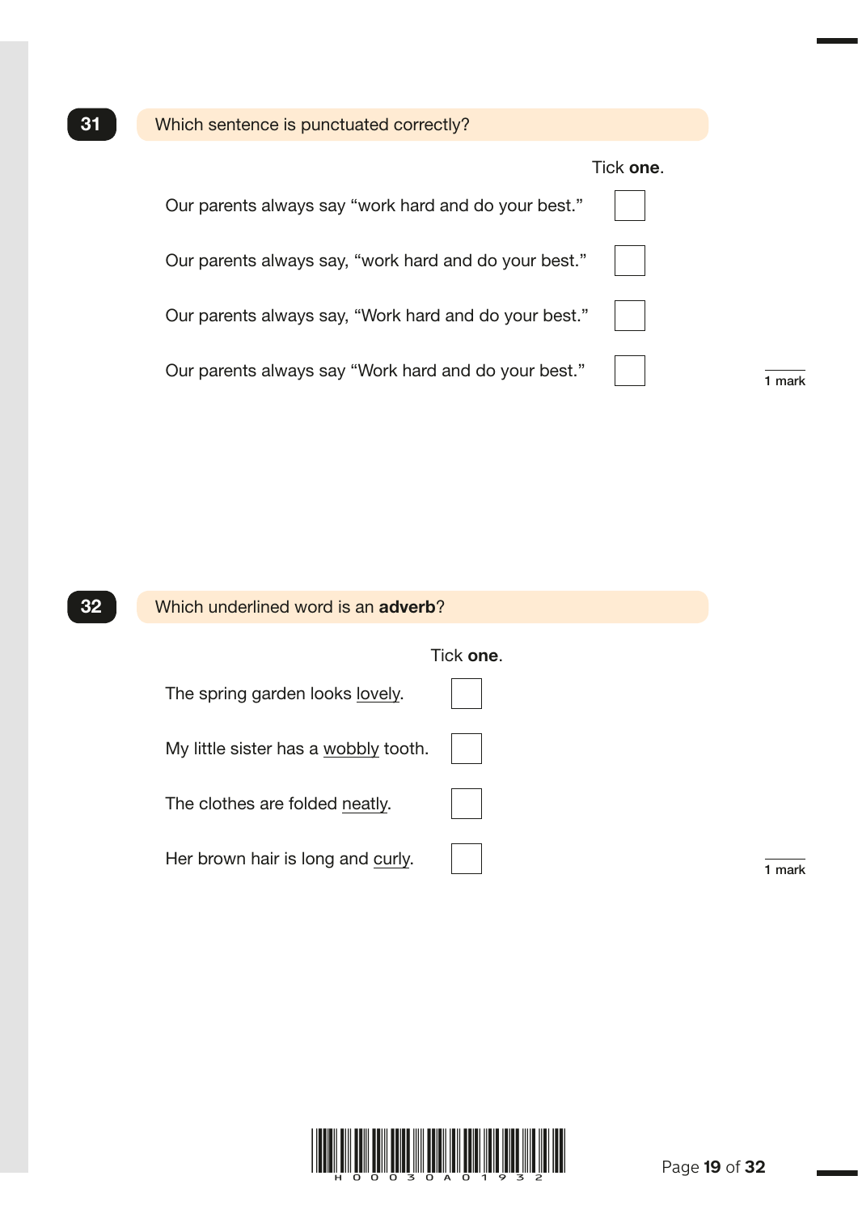**31** Which sentence is punctuated correctly?

Tick **one**.

- Our parents always say “work hard and do your best.” ☐
- Our parents always say, “work hard and do your best.” ☐
- Our parents always say, “Work hard and do your best.” ☐
- Our parents always say “Work hard and do your best.” ☐

1 mark

**32** Which underlined word is an **adverb**?

Tick **one**.

- The spring garden looks <u>lovely</u>. ☐
- My little sister has a <u>wobbly</u> tooth. ☐
- The clothes are folded <u>neatly</u>. ☐
- Her brown hair is long and <u>curly</u>. ☐

1 mark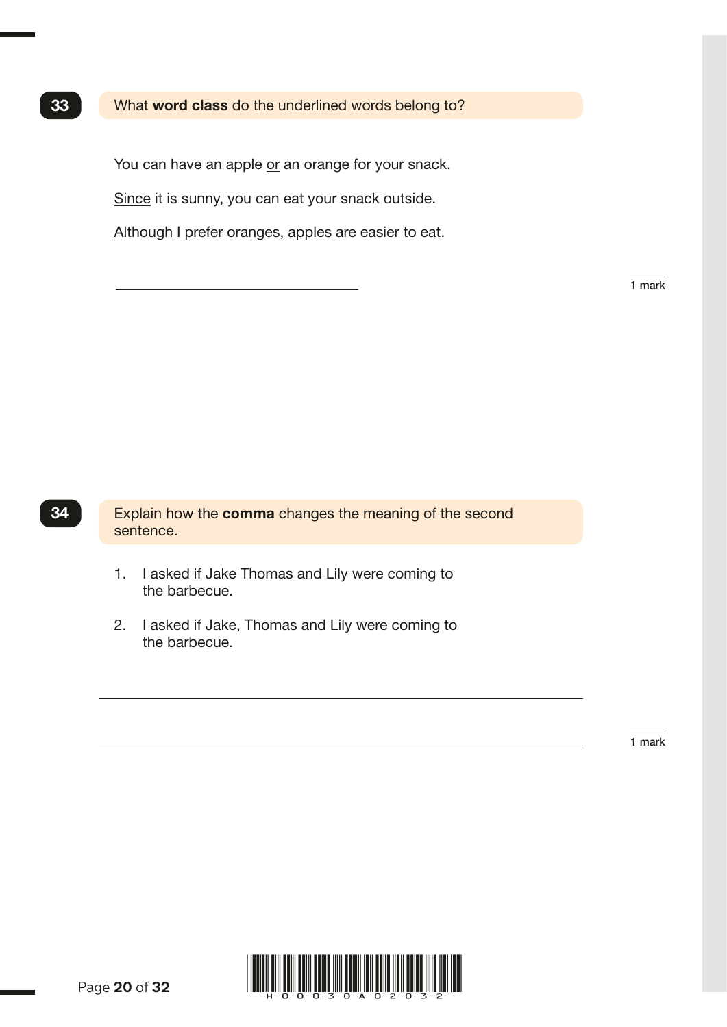**33** What **word class** do the underlined words belong to?

You can have an apple <u>or</u> an orange for your snack.

<u>Since</u> it is sunny, you can eat your snack outside.

<u>Although</u> I prefer oranges, apples are easier to eat.

______________________________

1 mark

**34** Explain how the **comma** changes the meaning of the second sentence.

1. I asked if Jake Thomas and Lily were coming to the barbecue.
2. I asked if Jake, Thomas and Lily were coming to the barbecue.

______________________________________________________________

______________________________________________________________

1 mark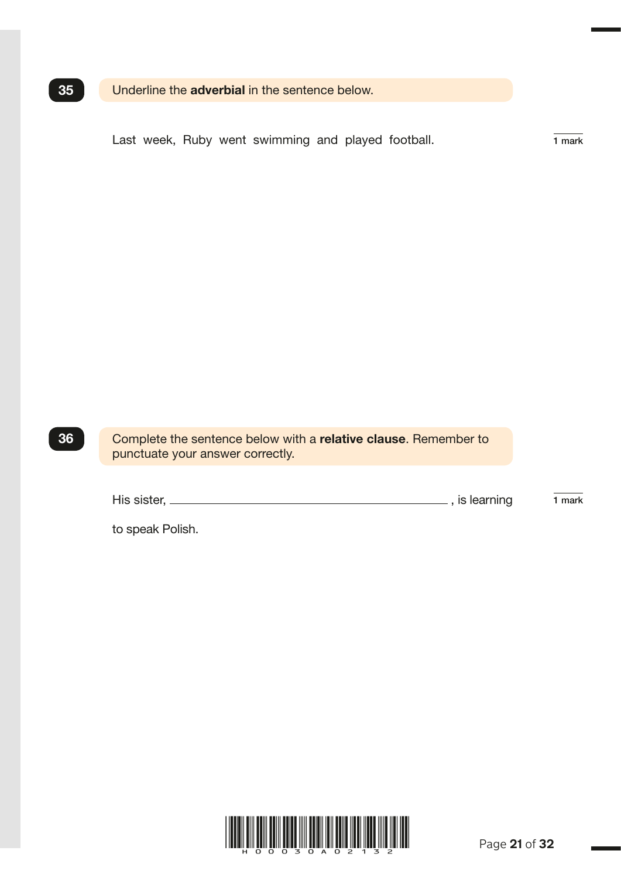**35** Underline the **adverbial** in the sentence below.

Last week, Ruby went swimming and played football.

1 mark

**36** Complete the sentence below with a **relative clause**. Remember to punctuate your answer correctly.

His sister, ______________________________________________, is learning to speak Polish.

1 mark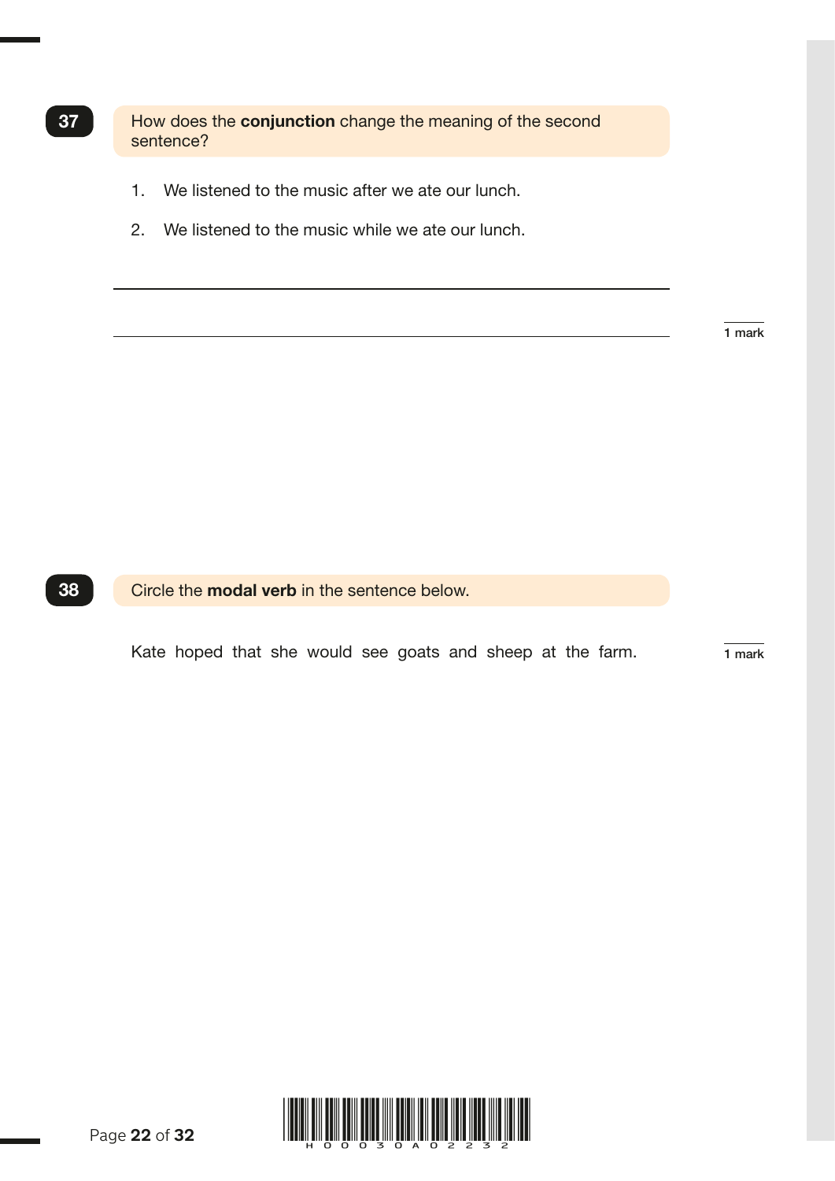**37** How does the **conjunction** change the meaning of the second sentence?

1. We listened to the music after we ate our lunch.
2. We listened to the music while we ate our lunch.

______________________________________________

______________________________________________

1 mark

**38** Circle the **modal verb** in the sentence below.

Kate hoped that she would see goats and sheep at the farm.

1 mark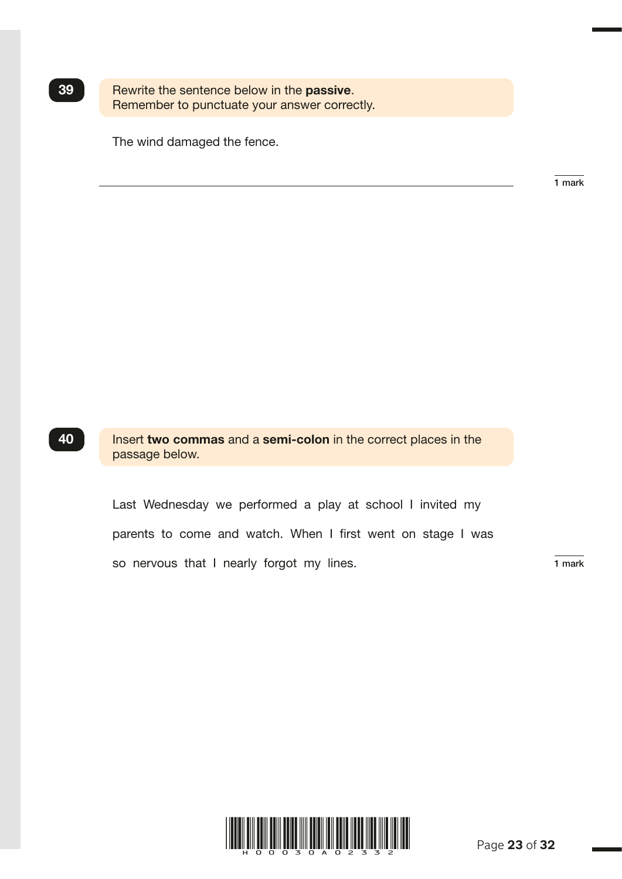**39**

Rewrite the sentence below in the **passive**.
Remember to punctuate your answer correctly.

The wind damaged the fence.

\_\_\_\_\_\_\_\_\_\_\_\_\_\_\_\_\_\_\_\_\_\_\_\_\_\_\_\_\_\_\_\_\_\_\_\_\_\_\_\_\_\_\_\_\_\_\_\_

1 mark

**40**

Insert **two commas** and a **semi-colon** in the correct places in the passage below.

Last Wednesday we performed a play at school I invited my parents to come and watch. When I first went on stage I was so nervous that I nearly forgot my lines.

1 mark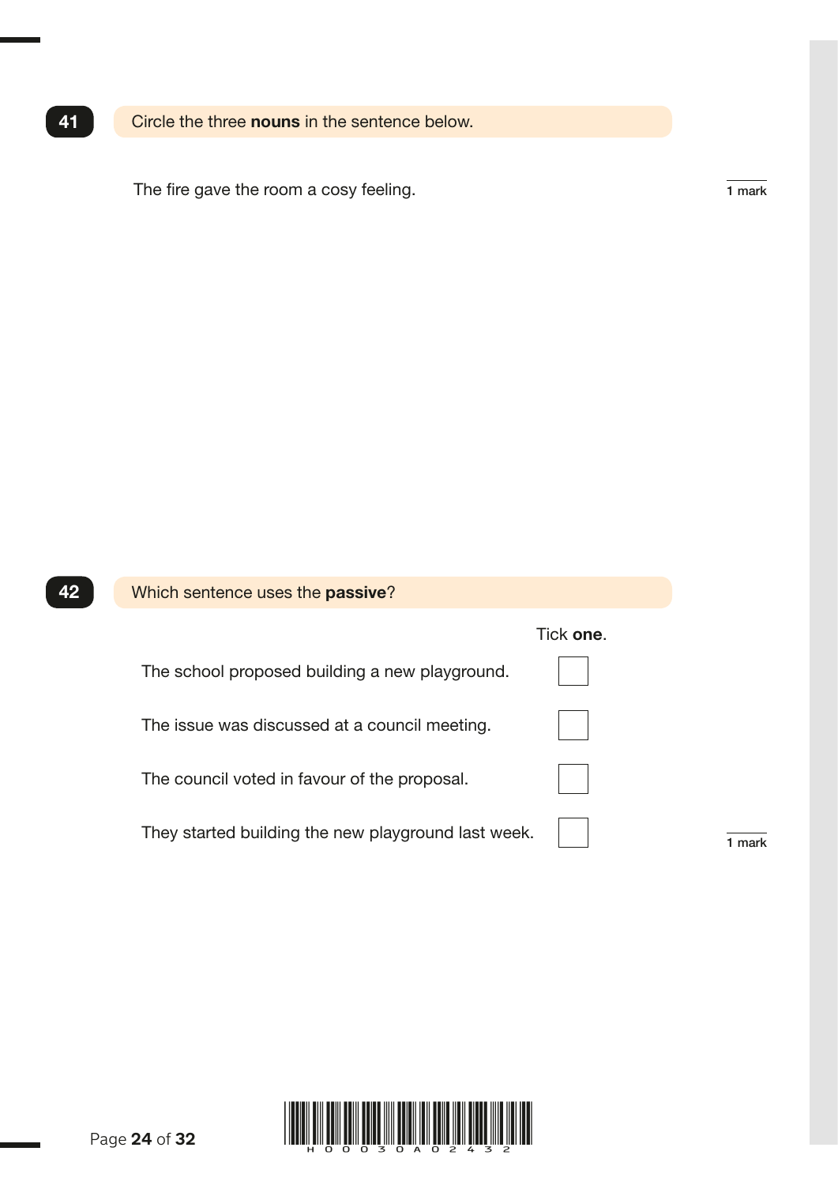**41** Circle the three **nouns** in the sentence below.

The fire gave the room a cosy feeling.

1 mark

**42** Which sentence uses the **passive**?

Tick **one**.

| | |
|---|---|
| The school proposed building a new playground. | ☐ |
| The issue was discussed at a council meeting. | ☐ |
| The council voted in favour of the proposal. | ☐ |
| They started building the new playground last week. | ☐ |

1 mark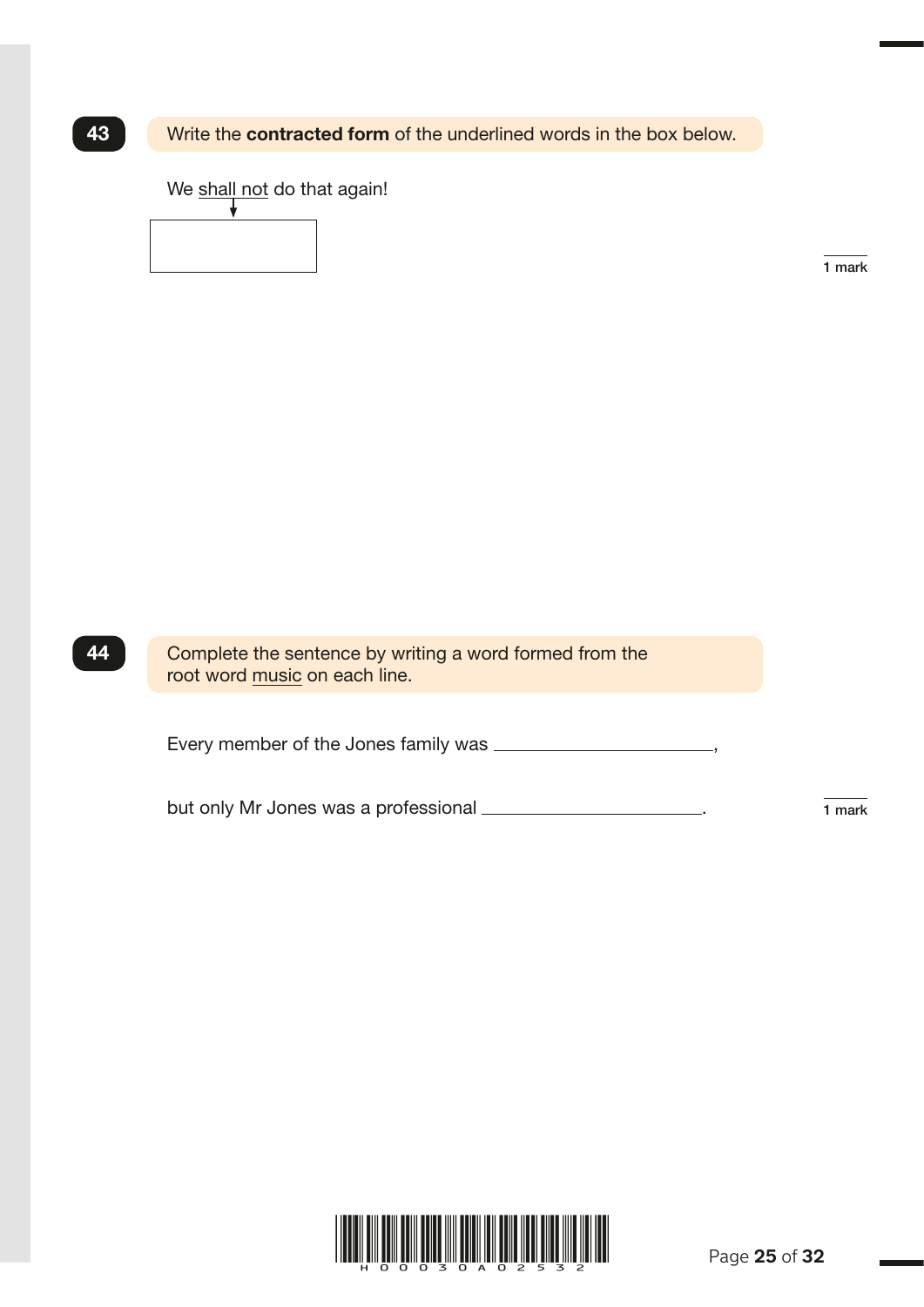**43** Write the **contracted form** of the underlined words in the box below.

We <u>shall not</u> do that again!

[ ]

1 mark

**44** Complete the sentence by writing a word formed from the root word <u>music</u> on each line.

Every member of the Jones family was \_\_\_\_\_\_\_\_\_\_\_\_\_\_\_\_\_\_\_\_,

but only Mr Jones was a professional \_\_\_\_\_\_\_\_\_\_\_\_\_\_\_\_\_\_\_\_.

1 mark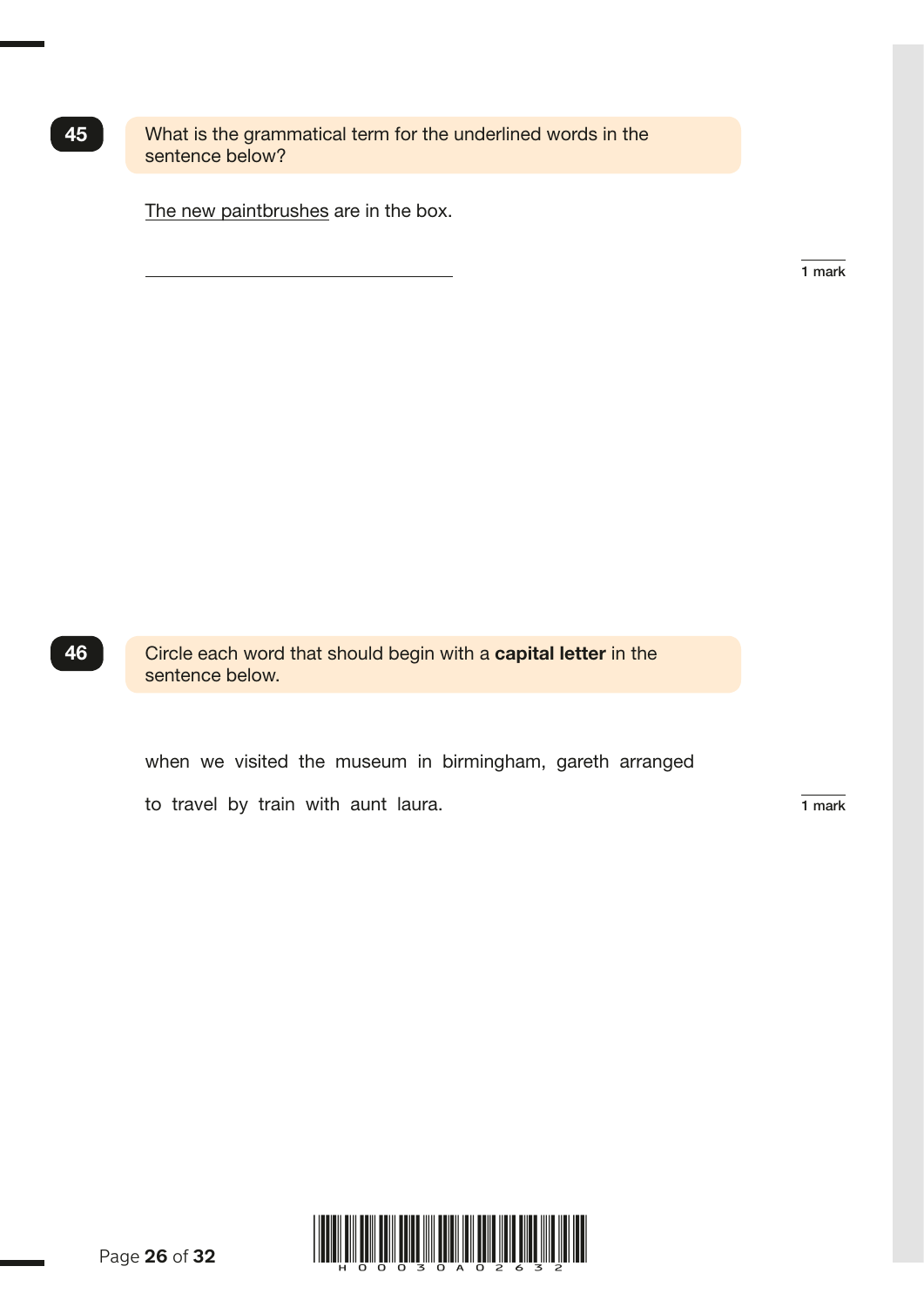**45** What is the grammatical term for the underlined words in the sentence below?

<u>The new paintbrushes</u> are in the box.

\_\_\_\_\_\_\_\_\_\_\_\_\_\_\_\_\_\_\_\_\_\_\_\_\_\_\_\_\_\_

1 mark

**46** Circle each word that should begin with a **capital letter** in the sentence below.

when we visited the museum in birmingham, gareth arranged to travel by train with aunt laura.

1 mark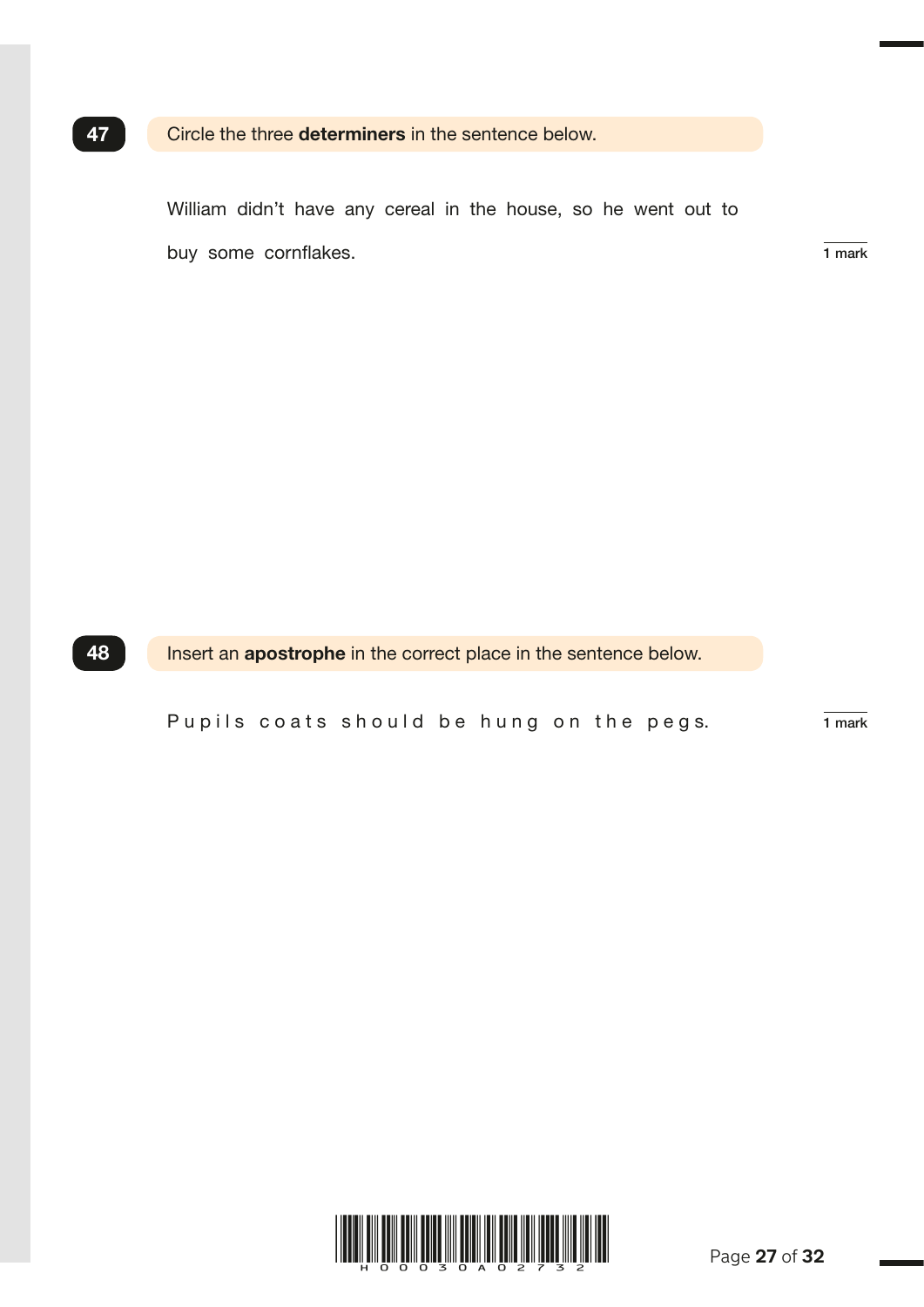**47** Circle the three **determiners** in the sentence below.

William didn't have any cereal in the house, so he went out to buy some cornflakes.

1 mark

**48** Insert an **apostrophe** in the correct place in the sentence below.

Pupils coats should be hung on the pegs.

1 mark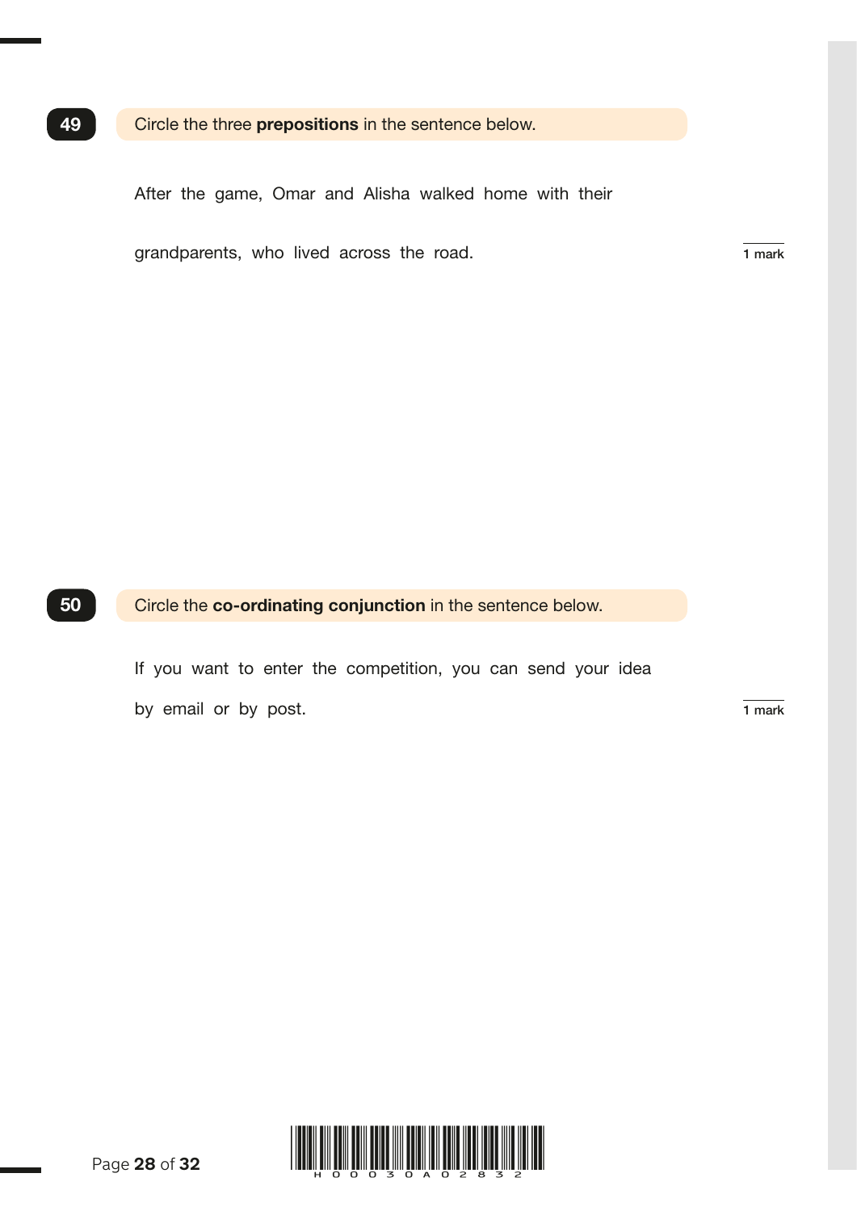**49** Circle the three **prepositions** in the sentence below.

After the game, Omar and Alisha walked home with their grandparents, who lived across the road.

1 mark

**50** Circle the **co-ordinating conjunction** in the sentence below.

If you want to enter the competition, you can send your idea by email or by post.

1 mark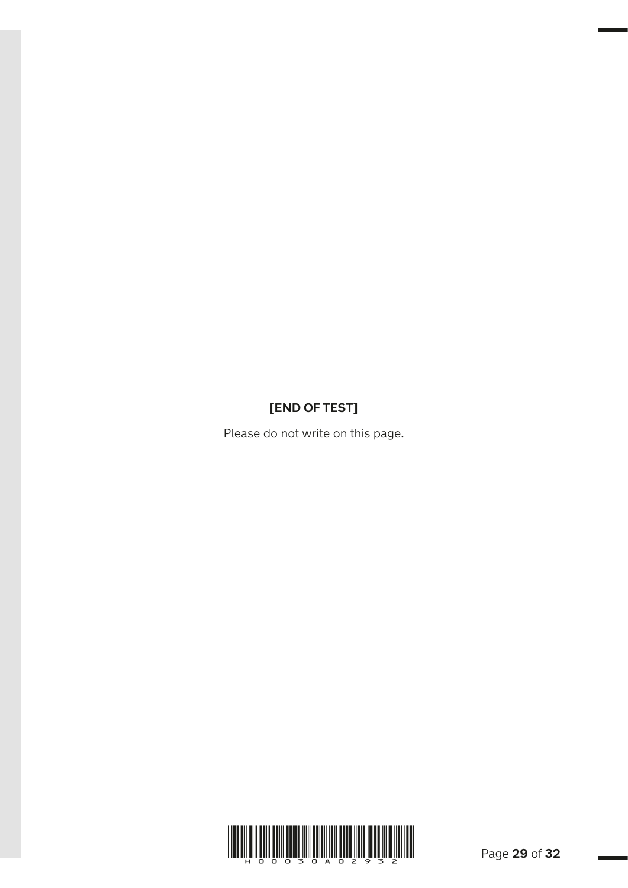**[END OF TEST]**

Please do not write on this page.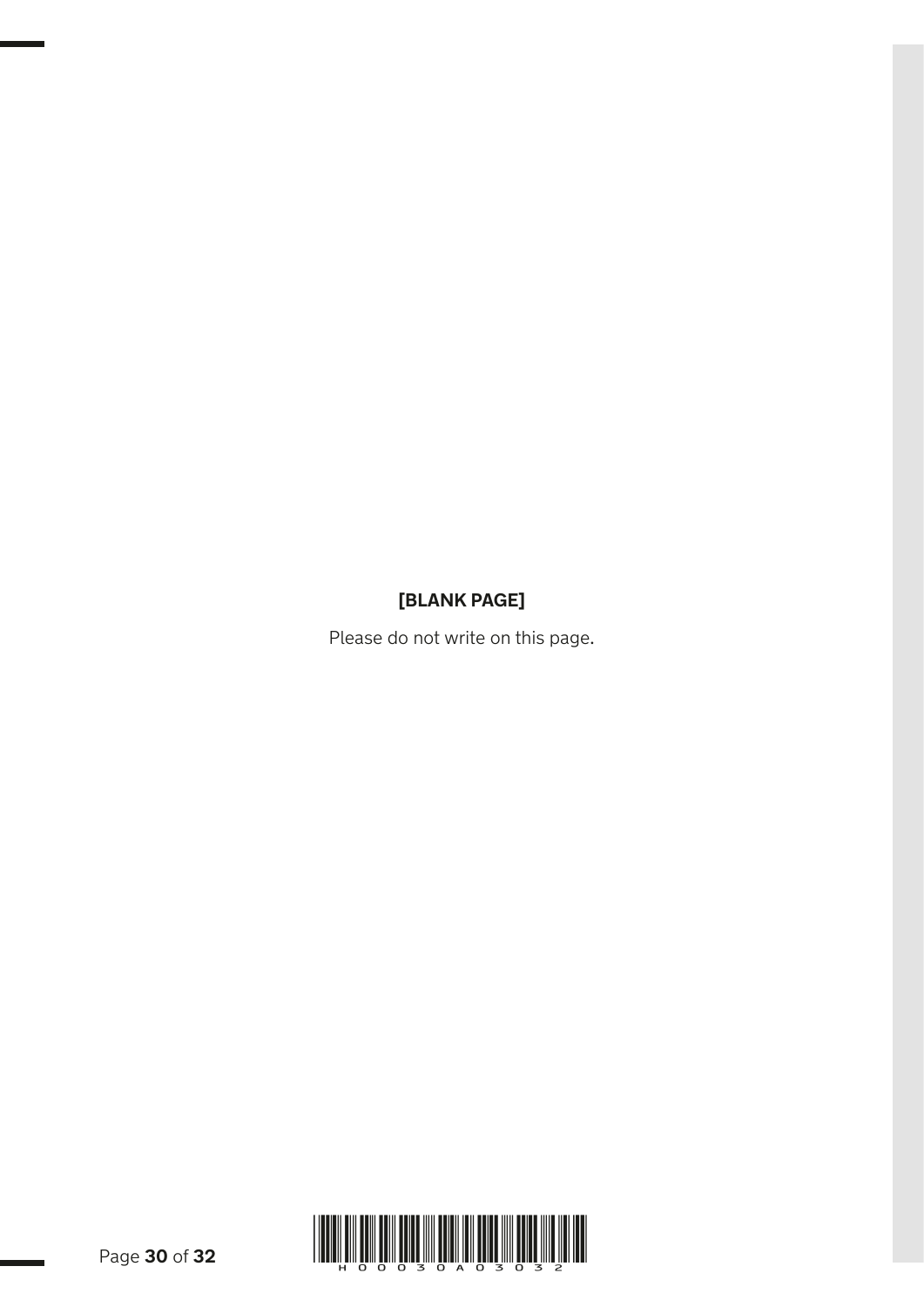**[BLANK PAGE]**

Please do not write on this page.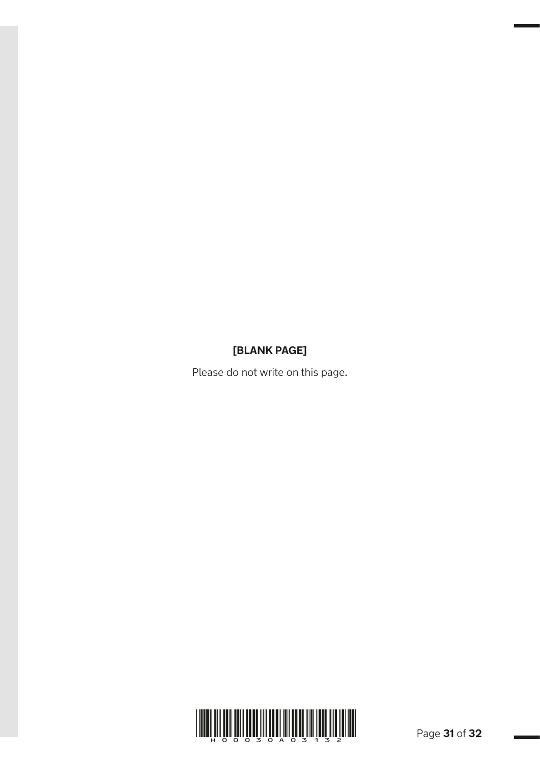**[BLANK PAGE]**

Please do not write on this page.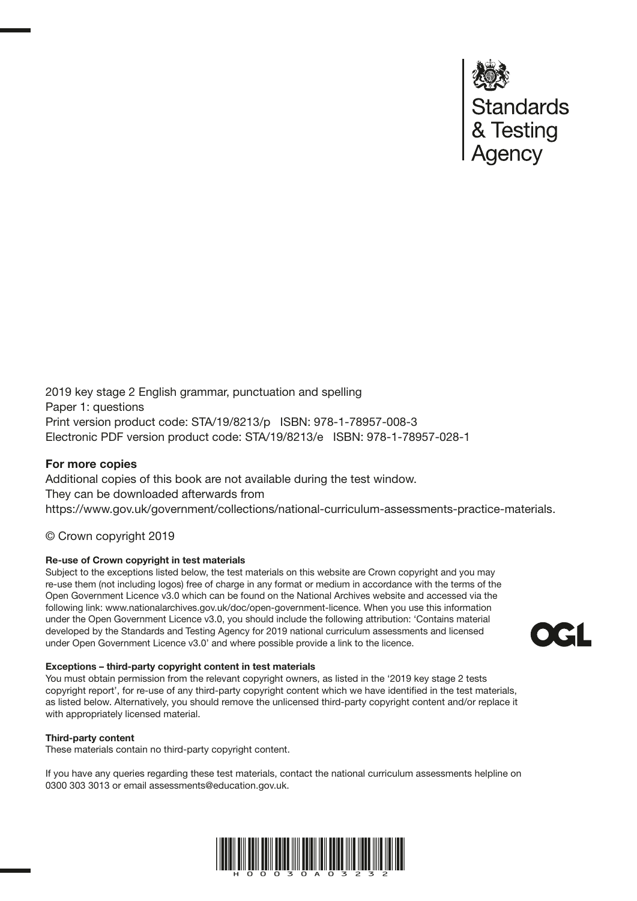Standards & Testing Agency

2019 key stage 2 English grammar, punctuation and spelling
Paper 1: questions
Print version product code: STA/19/8213/p ISBN: 978-1-78957-008-3
Electronic PDF version product code: STA/19/8213/e ISBN: 978-1-78957-028-1

**For more copies**

Additional copies of this book are not available during the test window.
They can be downloaded afterwards from
https://www.gov.uk/government/collections/national-curriculum-assessments-practice-materials.

© Crown copyright 2019

**Re-use of Crown copyright in test materials**

Subject to the exceptions listed below, the test materials on this website are Crown copyright and you may re-use them (not including logos) free of charge in any format or medium in accordance with the terms of the Open Government Licence v3.0 which can be found on the National Archives website and accessed via the following link: www.nationalarchives.gov.uk/doc/open-government-licence. When you use this information under the Open Government Licence v3.0, you should include the following attribution: 'Contains material developed by the Standards and Testing Agency for 2019 national curriculum assessments and licensed under Open Government Licence v3.0' and where possible provide a link to the licence.

**Exceptions – third-party copyright content in test materials**

You must obtain permission from the relevant copyright owners, as listed in the '2019 key stage 2 tests copyright report', for re-use of any third-party copyright content which we have identified in the test materials, as listed below. Alternatively, you should remove the unlicensed third-party copyright content and/or replace it with appropriately licensed material.

**Third-party content**

These materials contain no third-party copyright content.

If you have any queries regarding these test materials, contact the national curriculum assessments helpline on 0300 303 3013 or email assessments@education.gov.uk.

H00030A03232